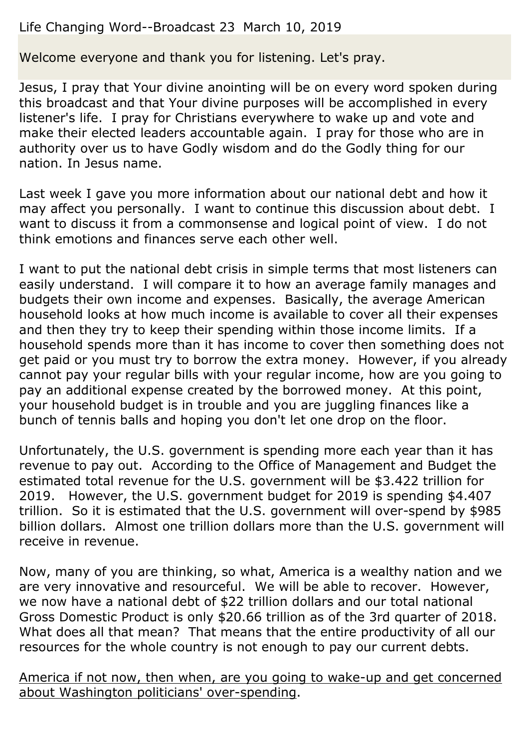Life Changing Word--Broadcast 23 March 10, 2019

Welcome everyone and thank you for listening. Let's pray.

Jesus, I pray that Your divine anointing will be on every word spoken during this broadcast and that Your divine purposes will be accomplished in every listener's life. I pray for Christians everywhere to wake up and vote and make their elected leaders accountable again. I pray for those who are in authority over us to have Godly wisdom and do the Godly thing for our nation. In Jesus name.

Last week I gave you more information about our national debt and how it may affect you personally. I want to continue this discussion about debt. I want to discuss it from a commonsense and logical point of view. I do not think emotions and finances serve each other well.

I want to put the national debt crisis in simple terms that most listeners can easily understand. I will compare it to how an average family manages and budgets their own income and expenses. Basically, the average American household looks at how much income is available to cover all their expenses and then they try to keep their spending within those income limits. If a household spends more than it has income to cover then something does not get paid or you must try to borrow the extra money. However, if you already cannot pay your regular bills with your regular income, how are you going to pay an additional expense created by the borrowed money. At this point, your household budget is in trouble and you are juggling finances like a bunch of tennis balls and hoping you don't let one drop on the floor.

Unfortunately, the U.S. government is spending more each year than it has revenue to pay out. According to the Office of Management and Budget the estimated total revenue for the U.S. government will be $3.422 trillion for 2019. However, the U.S. government budget for 2019 is spending $4.407 trillion. So it is estimated that the U.S. government will over-spend by $985 billion dollars. Almost one trillion dollars more than the U.S. government will receive in revenue.

Now, many of you are thinking, so what, America is a wealthy nation and we are very innovative and resourceful. We will be able to recover. However, we now have a national debt of $22 trillion dollars and our total national Gross Domestic Product is only $20.66 trillion as of the 3rd quarter of 2018. What does all that mean? That means that the entire productivity of all our resources for the whole country is not enough to pay our current debts.

<u>America if not now, then when, are you going to wake-up and get concerned about Washington politicians' over-spending</u>.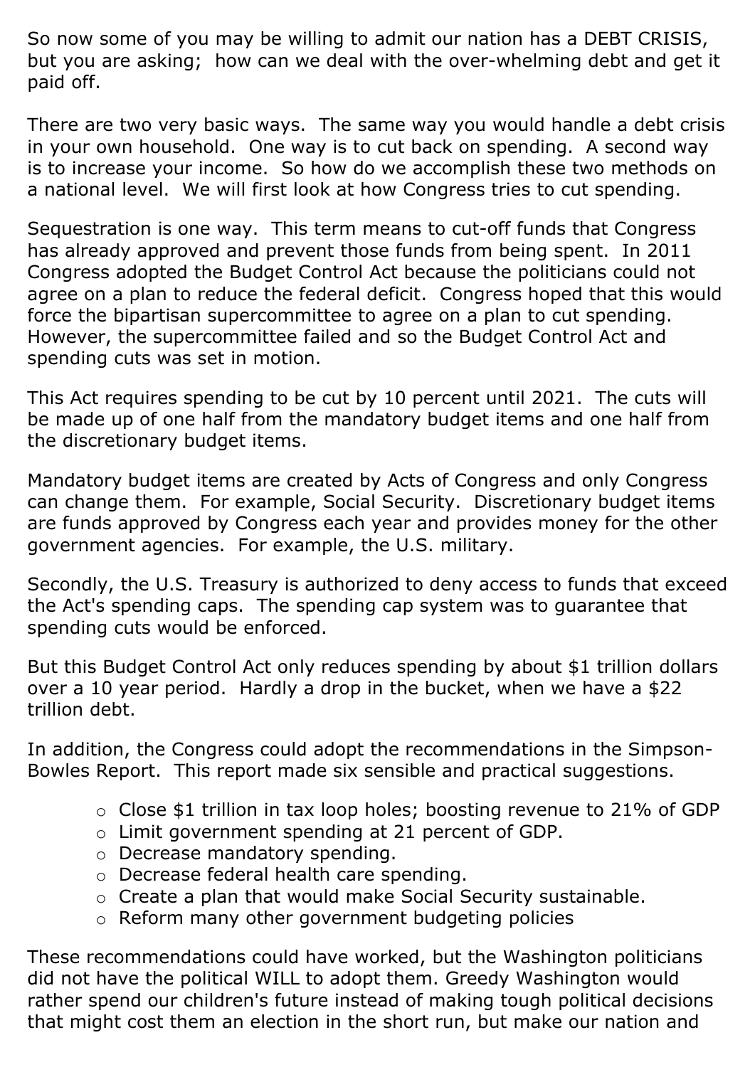So now some of you may be willing to admit our nation has a DEBT CRISIS, but you are asking; how can we deal with the over-whelming debt and get it paid off.

There are two very basic ways. The same way you would handle a debt crisis in your own household. One way is to cut back on spending. A second way is to increase your income. So how do we accomplish these two methods on a national level. We will first look at how Congress tries to cut spending.

Sequestration is one way. This term means to cut-off funds that Congress has already approved and prevent those funds from being spent. In 2011 Congress adopted the Budget Control Act because the politicians could not agree on a plan to reduce the federal deficit. Congress hoped that this would force the bipartisan supercommittee to agree on a plan to cut spending. However, the supercommittee failed and so the Budget Control Act and spending cuts was set in motion.

This Act requires spending to be cut by 10 percent until 2021. The cuts will be made up of one half from the mandatory budget items and one half from the discretionary budget items.

Mandatory budget items are created by Acts of Congress and only Congress can change them. For example, Social Security. Discretionary budget items are funds approved by Congress each year and provides money for the other government agencies. For example, the U.S. military.

Secondly, the U.S. Treasury is authorized to deny access to funds that exceed the Act's spending caps. The spending cap system was to guarantee that spending cuts would be enforced.

But this Budget Control Act only reduces spending by about $1 trillion dollars over a 10 year period. Hardly a drop in the bucket, when we have a $22 trillion debt.

In addition, the Congress could adopt the recommendations in the Simpson-Bowles Report. This report made six sensible and practical suggestions.

- Close $1 trillion in tax loop holes; boosting revenue to 21% of GDP
- Limit government spending at 21 percent of GDP.
- Decrease mandatory spending.
- Decrease federal health care spending.
- Create a plan that would make Social Security sustainable.
- Reform many other government budgeting policies

These recommendations could have worked, but the Washington politicians did not have the political WILL to adopt them. Greedy Washington would rather spend our children's future instead of making tough political decisions that might cost them an election in the short run, but make our nation and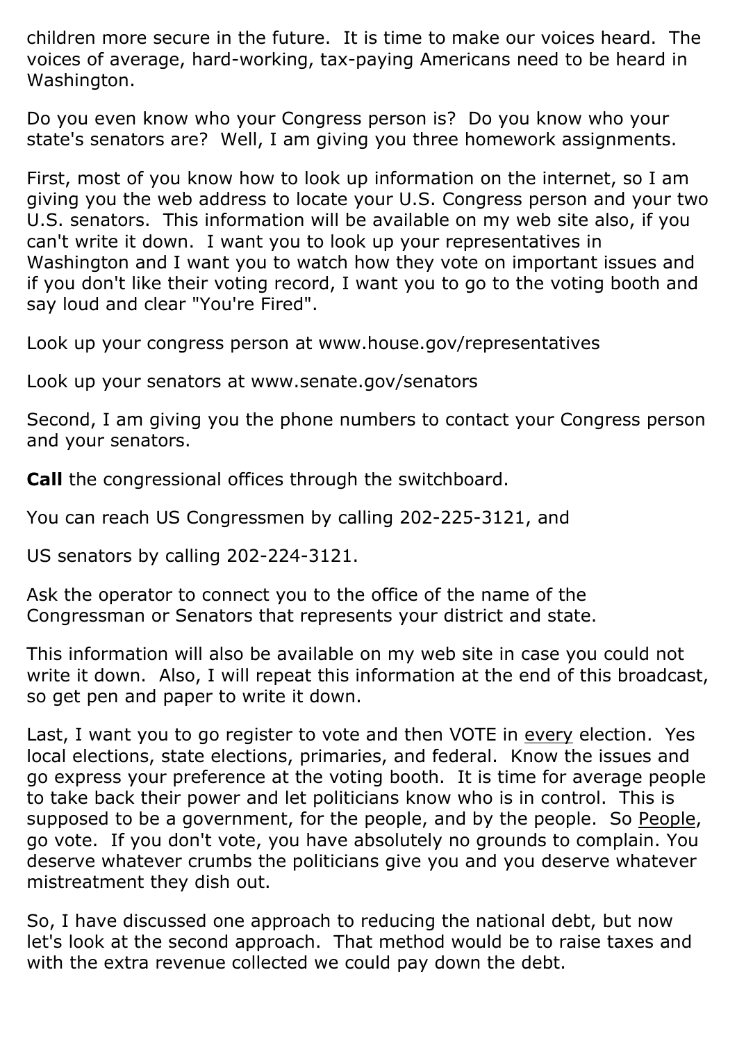children more secure in the future. It is time to make our voices heard. The voices of average, hard-working, tax-paying Americans need to be heard in Washington.

Do you even know who your Congress person is? Do you know who your state's senators are? Well, I am giving you three homework assignments.

First, most of you know how to look up information on the internet, so I am giving you the web address to locate your U.S. Congress person and your two U.S. senators. This information will be available on my web site also, if you can't write it down. I want you to look up your representatives in Washington and I want you to watch how they vote on important issues and if you don't like their voting record, I want you to go to the voting booth and say loud and clear "You're Fired".

Look up your congress person at www.house.gov/representatives

Look up your senators at www.senate.gov/senators

Second, I am giving you the phone numbers to contact your Congress person and your senators.

**Call** the congressional offices through the switchboard.

You can reach US Congressmen by calling 202-225-3121, and

US senators by calling 202-224-3121.

Ask the operator to connect you to the office of the name of the Congressman or Senators that represents your district and state.

This information will also be available on my web site in case you could not write it down. Also, I will repeat this information at the end of this broadcast, so get pen and paper to write it down.

Last, I want you to go register to vote and then VOTE in <u>every</u> election. Yes local elections, state elections, primaries, and federal. Know the issues and go express your preference at the voting booth. It is time for average people to take back their power and let politicians know who is in control. This is supposed to be a government, for the people, and by the people. So <u>People</u>, go vote. If you don't vote, you have absolutely no grounds to complain. You deserve whatever crumbs the politicians give you and you deserve whatever mistreatment they dish out.

So, I have discussed one approach to reducing the national debt, but now let's look at the second approach. That method would be to raise taxes and with the extra revenue collected we could pay down the debt.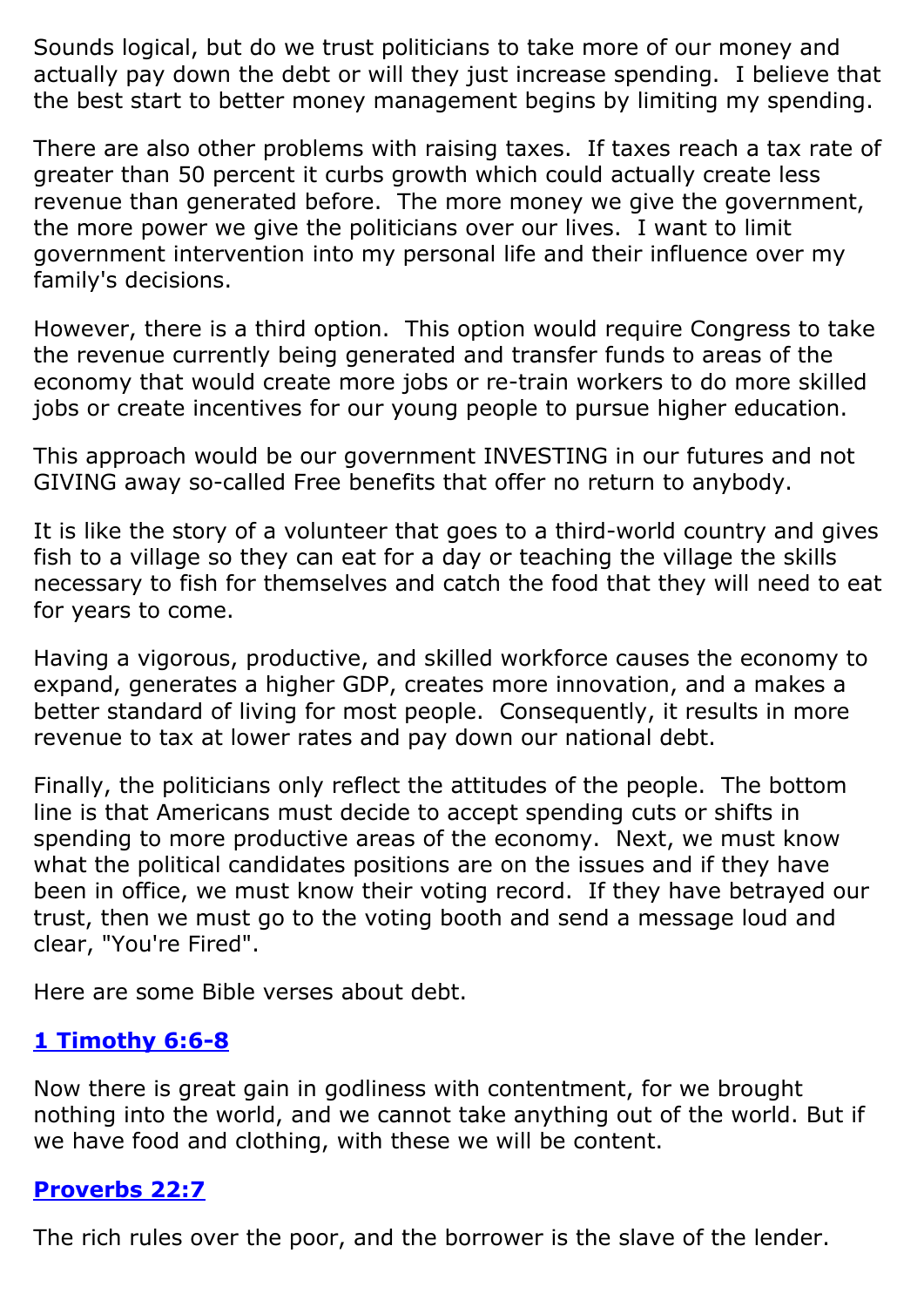Sounds logical, but do we trust politicians to take more of our money and actually pay down the debt or will they just increase spending. I believe that the best start to better money management begins by limiting my spending.

There are also other problems with raising taxes. If taxes reach a tax rate of greater than 50 percent it curbs growth which could actually create less revenue than generated before. The more money we give the government, the more power we give the politicians over our lives. I want to limit government intervention into my personal life and their influence over my family's decisions.

However, there is a third option. This option would require Congress to take the revenue currently being generated and transfer funds to areas of the economy that would create more jobs or re-train workers to do more skilled jobs or create incentives for our young people to pursue higher education.

This approach would be our government INVESTING in our futures and not GIVING away so-called Free benefits that offer no return to anybody.

It is like the story of a volunteer that goes to a third-world country and gives fish to a village so they can eat for a day or teaching the village the skills necessary to fish for themselves and catch the food that they will need to eat for years to come.

Having a vigorous, productive, and skilled workforce causes the economy to expand, generates a higher GDP, creates more innovation, and a makes a better standard of living for most people. Consequently, it results in more revenue to tax at lower rates and pay down our national debt.

Finally, the politicians only reflect the attitudes of the people. The bottom line is that Americans must decide to accept spending cuts or shifts in spending to more productive areas of the economy. Next, we must know what the political candidates positions are on the issues and if they have been in office, we must know their voting record. If they have betrayed our trust, then we must go to the voting booth and send a message loud and clear, "You're Fired".

Here are some Bible verses about debt.

**1 Timothy 6:6-8**

Now there is great gain in godliness with contentment, for we brought nothing into the world, and we cannot take anything out of the world. But if we have food and clothing, with these we will be content.

**Proverbs 22:7**

The rich rules over the poor, and the borrower is the slave of the lender.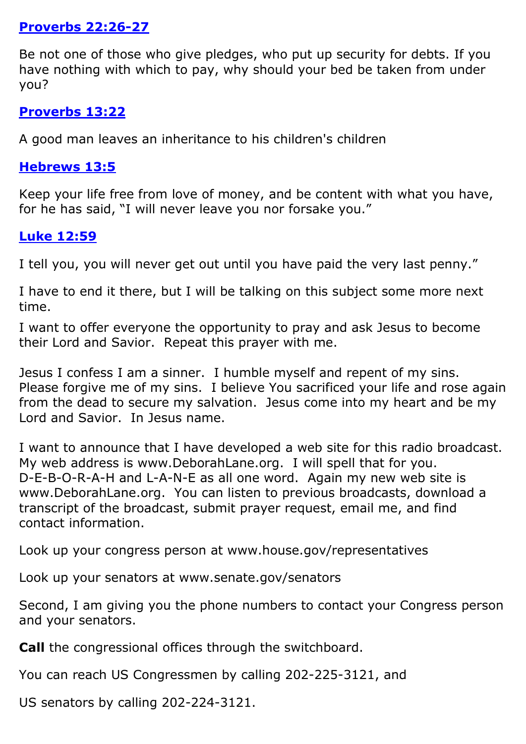**[Proverbs 22:26-27](#)**

Be not one of those who give pledges, who put up security for debts. If you have nothing with which to pay, why should your bed be taken from under you?

**[Proverbs 13:22](#)**

A good man leaves an inheritance to his children's children

**[Hebrews 13:5](#)**

Keep your life free from love of money, and be content with what you have, for he has said, "I will never leave you nor forsake you."

**[Luke 12:59](#)**

I tell you, you will never get out until you have paid the very last penny."

I have to end it there, but I will be talking on this subject some more next time.

I want to offer everyone the opportunity to pray and ask Jesus to become their Lord and Savior. Repeat this prayer with me.

Jesus I confess I am a sinner. I humble myself and repent of my sins. Please forgive me of my sins. I believe You sacrificed your life and rose again from the dead to secure my salvation. Jesus come into my heart and be my Lord and Savior. In Jesus name.

I want to announce that I have developed a web site for this radio broadcast. My web address is www.DeborahLane.org. I will spell that for you. D-E-B-O-R-A-H and L-A-N-E as all one word. Again my new web site is www.DeborahLane.org. You can listen to previous broadcasts, download a transcript of the broadcast, submit prayer request, email me, and find contact information.

Look up your congress person at www.house.gov/representatives

Look up your senators at www.senate.gov/senators

Second, I am giving you the phone numbers to contact your Congress person and your senators.

**Call** the congressional offices through the switchboard.

You can reach US Congressmen by calling 202-225-3121, and

US senators by calling 202-224-3121.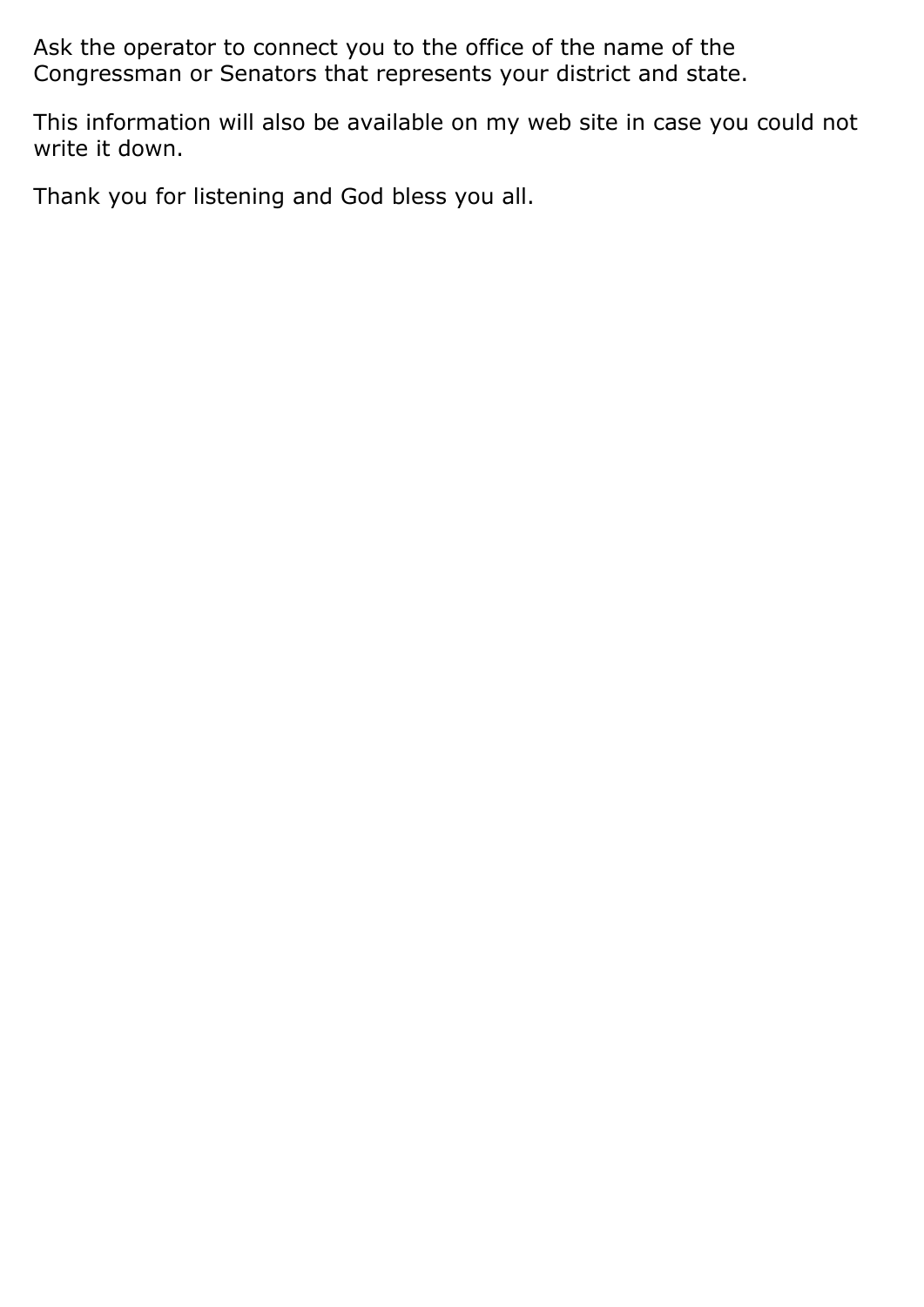Ask the operator to connect you to the office of the name of the Congressman or Senators that represents your district and state.

This information will also be available on my web site in case you could not write it down.

Thank you for listening and God bless you all.